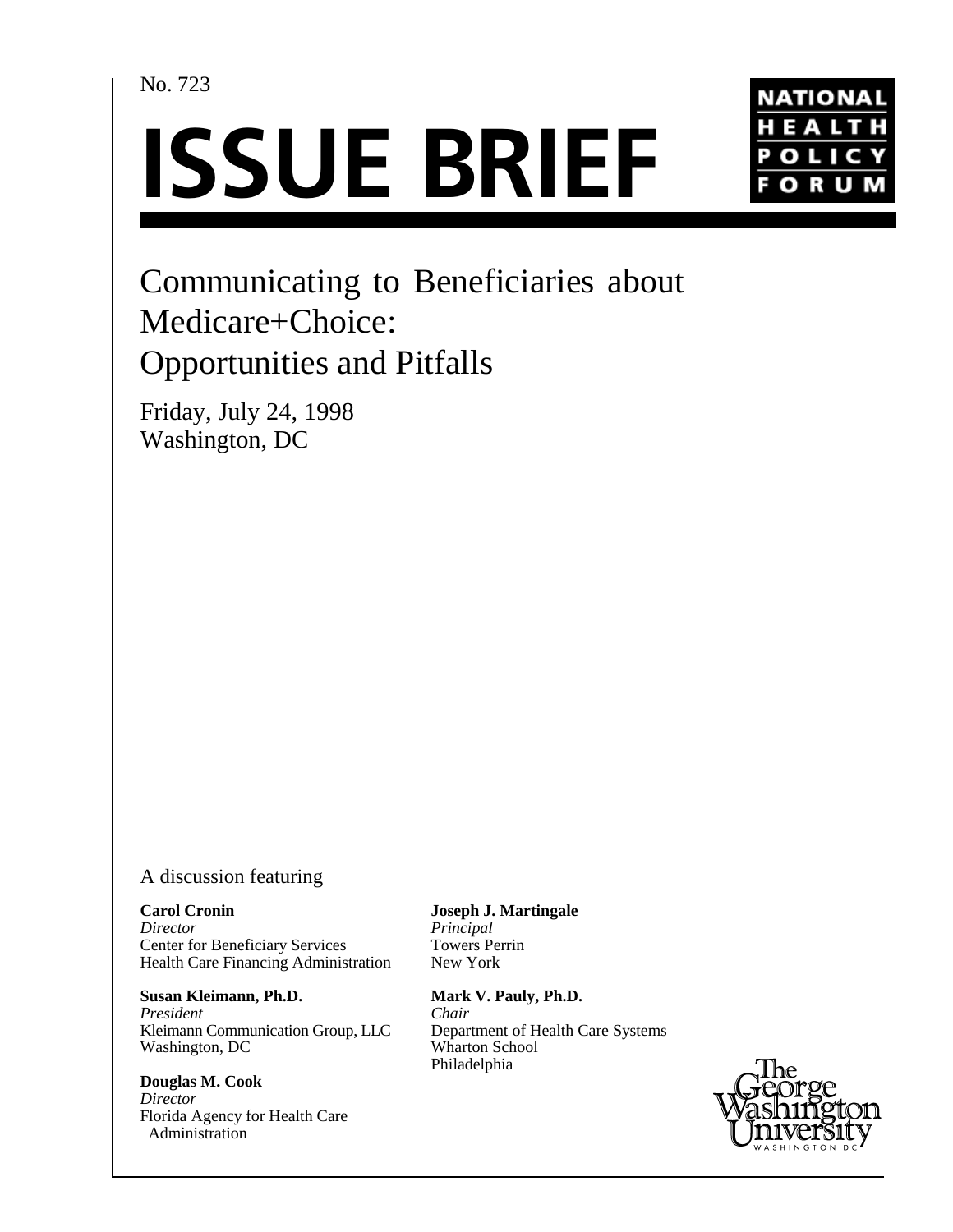No. 723

# ISSUE BRIEF

NATIONAL HEALTH POLICY FORUM

## Communicating to Beneficiaries about Medicare+Choice: Opportunities and Pitfalls

Friday, July 24, 1998
Washington, DC

A discussion featuring

**Carol Cronin**
*Director*
Center for Beneficiary Services
Health Care Financing Administration

**Susan Kleimann, Ph.D.**
*President*
Kleimann Communication Group, LLC
Washington, DC

**Douglas M. Cook**
*Director*
Florida Agency for Health Care Administration

**Joseph J. Martingale**
*Principal*
Towers Perrin
New York

**Mark V. Pauly, Ph.D.**
*Chair*
Department of Health Care Systems
Wharton School
Philadelphia

The George Washington University
WASHINGTON DC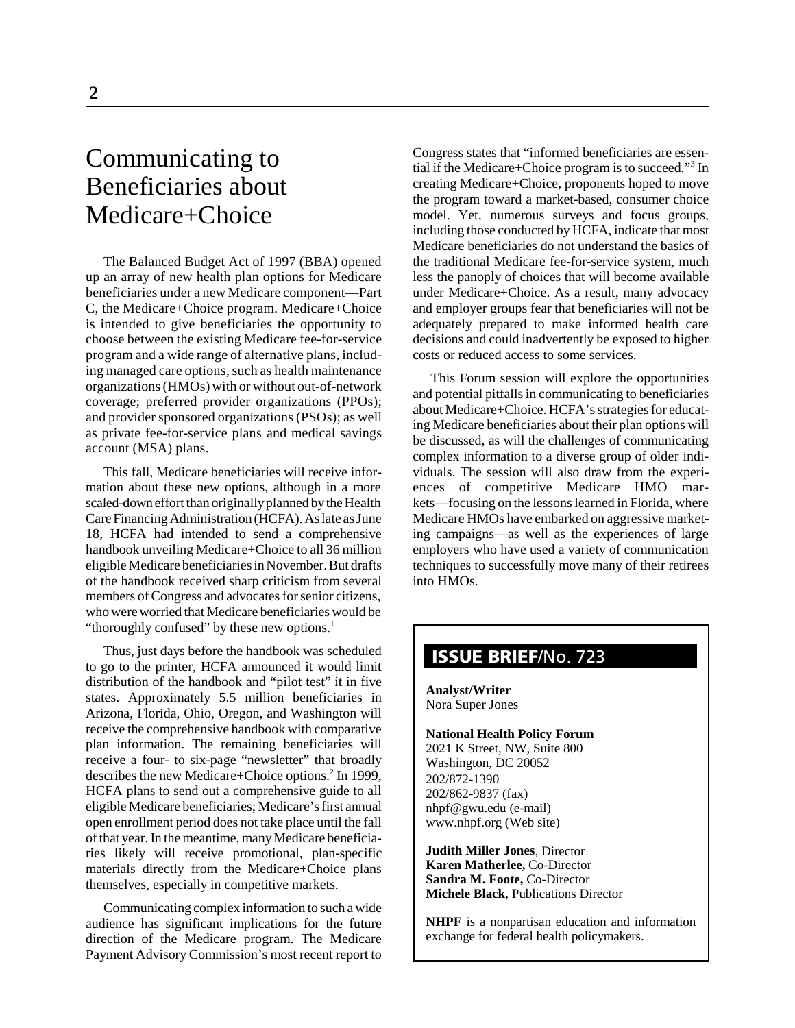# Communicating to Beneficiaries about Medicare+Choice

The Balanced Budget Act of 1997 (BBA) opened up an array of new health plan options for Medicare beneficiaries under a new Medicare component—Part C, the Medicare+Choice program. Medicare+Choice is intended to give beneficiaries the opportunity to choose between the existing Medicare fee-for-service program and a wide range of alternative plans, including managed care options, such as health maintenance organizations (HMOs) with or without out-of-network coverage; preferred provider organizations (PPOs); and provider sponsored organizations (PSOs); as well as private fee-for-service plans and medical savings account (MSA) plans.

This fall, Medicare beneficiaries will receive information about these new options, although in a more scaled-down effort than originally planned by the Health Care Financing Administration (HCFA). As late as June 18, HCFA had intended to send a comprehensive handbook unveiling Medicare+Choice to all 36 million eligible Medicare beneficiaries in November. But drafts of the handbook received sharp criticism from several members of Congress and advocates for senior citizens, who were worried that Medicare beneficiaries would be "thoroughly confused" by these new options.[1]

Thus, just days before the handbook was scheduled to go to the printer, HCFA announced it would limit distribution of the handbook and "pilot test" it in five states. Approximately 5.5 million beneficiaries in Arizona, Florida, Ohio, Oregon, and Washington will receive the comprehensive handbook with comparative plan information. The remaining beneficiaries will receive a four- to six-page "newsletter" that broadly describes the new Medicare+Choice options.[2] In 1999, HCFA plans to send out a comprehensive guide to all eligible Medicare beneficiaries; Medicare's first annual open enrollment period does not take place until the fall of that year. In the meantime, many Medicare beneficiaries likely will receive promotional, plan-specific materials directly from the Medicare+Choice plans themselves, especially in competitive markets.

Communicating complex information to such a wide audience has significant implications for the future direction of the Medicare program. The Medicare Payment Advisory Commission's most recent report to Congress states that "informed beneficiaries are essential if the Medicare+Choice program is to succeed."[3] In creating Medicare+Choice, proponents hoped to move the program toward a market-based, consumer choice model. Yet, numerous surveys and focus groups, including those conducted by HCFA, indicate that most Medicare beneficiaries do not understand the basics of the traditional Medicare fee-for-service system, much less the panoply of choices that will become available under Medicare+Choice. As a result, many advocacy and employer groups fear that beneficiaries will not be adequately prepared to make informed health care decisions and could inadvertently be exposed to higher costs or reduced access to some services.

This Forum session will explore the opportunities and potential pitfalls in communicating to beneficiaries about Medicare+Choice. HCFA's strategies for educating Medicare beneficiaries about their plan options will be discussed, as will the challenges of communicating complex information to a diverse group of older individuals. The session will also draw from the experiences of competitive Medicare HMO markets—focusing on the lessons learned in Florida, where Medicare HMOs have embarked on aggressive marketing campaigns—as well as the experiences of large employers who have used a variety of communication techniques to successfully move many of their retirees into HMOs.

**ISSUE BRIEF**/No. 723

**Analyst/Writer**
Nora Super Jones

**National Health Policy Forum**
2021 K Street, NW, Suite 800
Washington, DC 20052
202/872-1390
202/862-9837 (fax)
nhpf@gwu.edu (e-mail)
www.nhpf.org (Web site)

**Judith Miller Jones**, Director
**Karen Matherlee,** Co-Director
**Sandra M. Foote,** Co-Director
**Michele Black**, Publications Director

**NHPF** is a nonpartisan education and information exchange for federal health policymakers.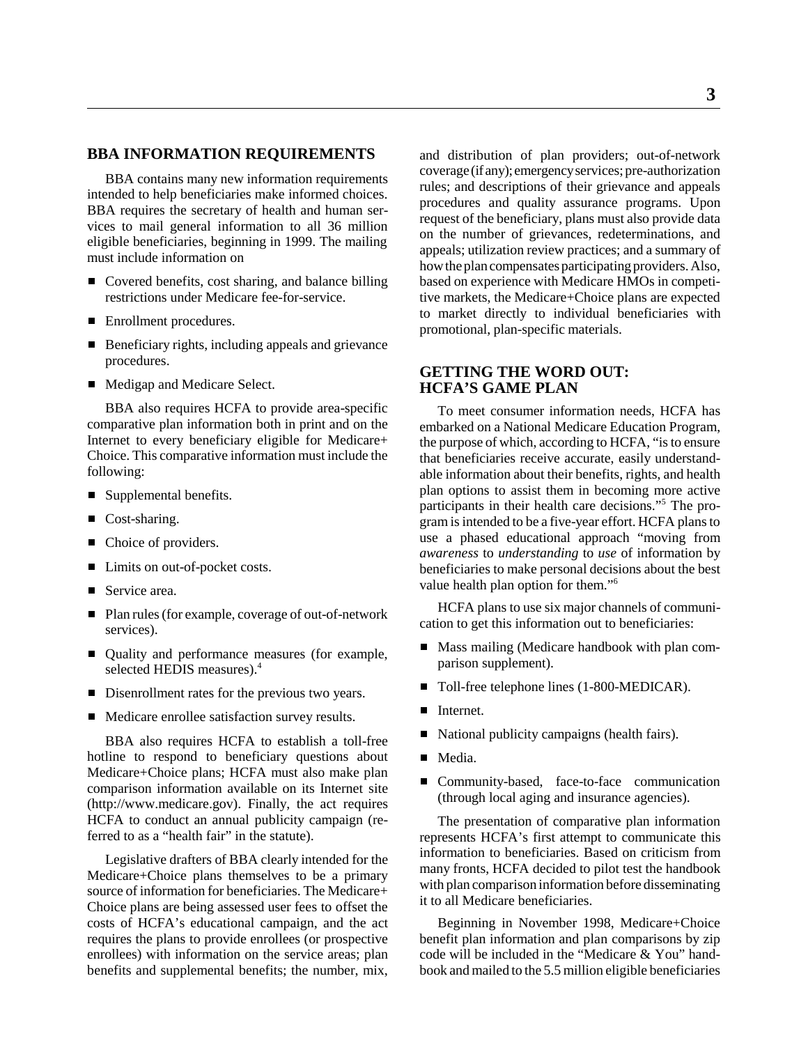## BBA INFORMATION REQUIREMENTS

BBA contains many new information requirements intended to help beneficiaries make informed choices. BBA requires the secretary of health and human services to mail general information to all 36 million eligible beneficiaries, beginning in 1999. The mailing must include information on

- Covered benefits, cost sharing, and balance billing restrictions under Medicare fee-for-service.
- Enrollment procedures.
- Beneficiary rights, including appeals and grievance procedures.
- Medigap and Medicare Select.

BBA also requires HCFA to provide area-specific comparative plan information both in print and on the Internet to every beneficiary eligible for Medicare+ Choice. This comparative information must include the following:

- Supplemental benefits.
- Cost-sharing.
- Choice of providers.
- Limits on out-of-pocket costs.
- Service area.
- Plan rules (for example, coverage of out-of-network services).
- Quality and performance measures (for example, selected HEDIS measures).[4]
- Disenrollment rates for the previous two years.
- Medicare enrollee satisfaction survey results.

BBA also requires HCFA to establish a toll-free hotline to respond to beneficiary questions about Medicare+Choice plans; HCFA must also make plan comparison information available on its Internet site (http://www.medicare.gov). Finally, the act requires HCFA to conduct an annual publicity campaign (referred to as a "health fair" in the statute).

Legislative drafters of BBA clearly intended for the Medicare+Choice plans themselves to be a primary source of information for beneficiaries. The Medicare+ Choice plans are being assessed user fees to offset the costs of HCFA's educational campaign, and the act requires the plans to provide enrollees (or prospective enrollees) with information on the service areas; plan benefits and supplemental benefits; the number, mix, and distribution of plan providers; out-of-network coverage (if any); emergency services; pre-authorization rules; and descriptions of their grievance and appeals procedures and quality assurance programs. Upon request of the beneficiary, plans must also provide data on the number of grievances, redeterminations, and appeals; utilization review practices; and a summary of how the plan compensates participating providers. Also, based on experience with Medicare HMOs in competitive markets, the Medicare+Choice plans are expected to market directly to individual beneficiaries with promotional, plan-specific materials.

## GETTING THE WORD OUT: HCFA'S GAME PLAN

To meet consumer information needs, HCFA has embarked on a National Medicare Education Program, the purpose of which, according to HCFA, "is to ensure that beneficiaries receive accurate, easily understandable information about their benefits, rights, and health plan options to assist them in becoming more active participants in their health care decisions."[5] The program is intended to be a five-year effort. HCFA plans to use a phased educational approach "moving from *awareness* to *understanding* to *use* of information by beneficiaries to make personal decisions about the best value health plan option for them."[6]

HCFA plans to use six major channels of communication to get this information out to beneficiaries:

- Mass mailing (Medicare handbook with plan comparison supplement).
- Toll-free telephone lines (1-800-MEDICAR).
- Internet.
- National publicity campaigns (health fairs).
- Media.
- Community-based, face-to-face communication (through local aging and insurance agencies).

The presentation of comparative plan information represents HCFA's first attempt to communicate this information to beneficiaries. Based on criticism from many fronts, HCFA decided to pilot test the handbook with plan comparison information before disseminating it to all Medicare beneficiaries.

Beginning in November 1998, Medicare+Choice benefit plan information and plan comparisons by zip code will be included in the "Medicare & You" handbook and mailed to the 5.5 million eligible beneficiaries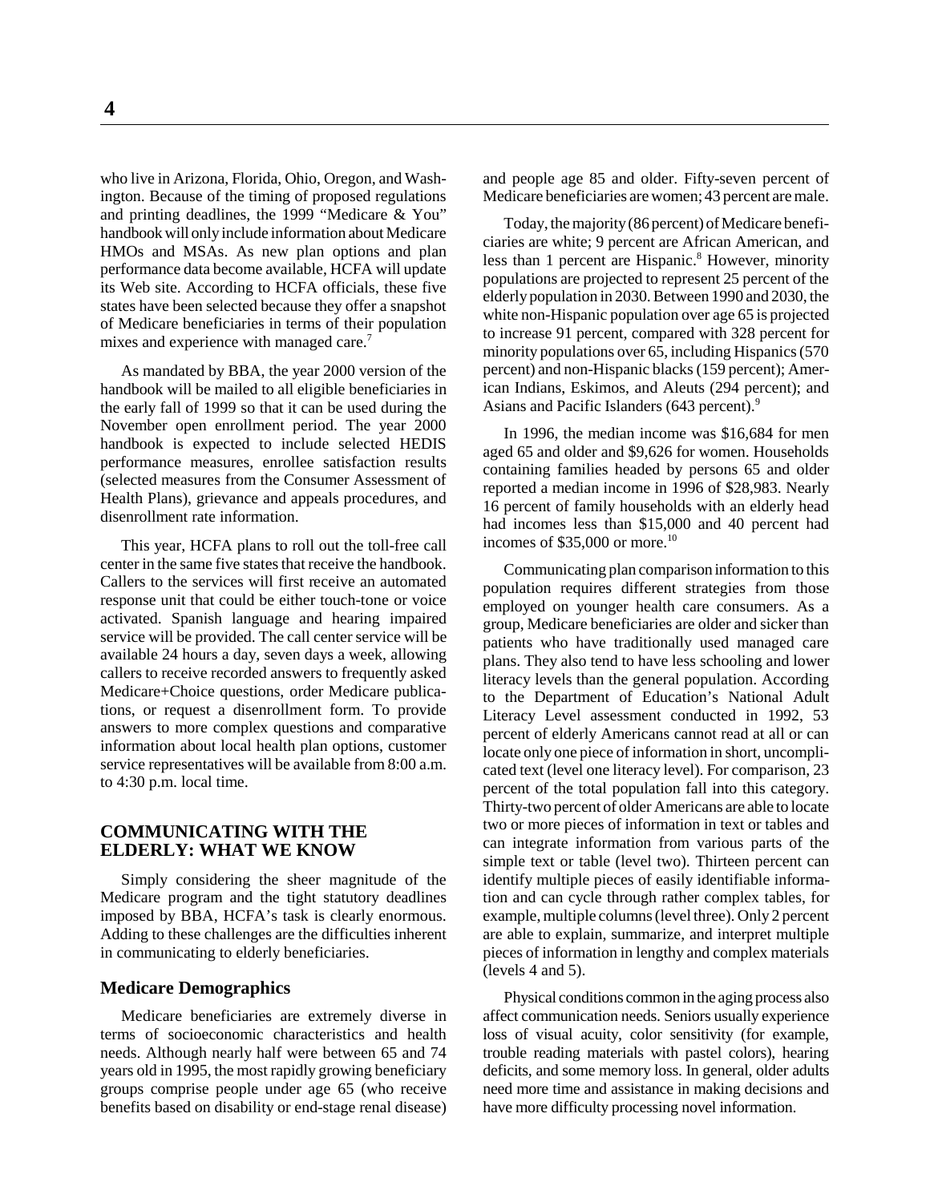who live in Arizona, Florida, Ohio, Oregon, and Washington. Because of the timing of proposed regulations and printing deadlines, the 1999 "Medicare & You" handbook will only include information about Medicare HMOs and MSAs. As new plan options and plan performance data become available, HCFA will update its Web site. According to HCFA officials, these five states have been selected because they offer a snapshot of Medicare beneficiaries in terms of their population mixes and experience with managed care.[7]

As mandated by BBA, the year 2000 version of the handbook will be mailed to all eligible beneficiaries in the early fall of 1999 so that it can be used during the November open enrollment period. The year 2000 handbook is expected to include selected HEDIS performance measures, enrollee satisfaction results (selected measures from the Consumer Assessment of Health Plans), grievance and appeals procedures, and disenrollment rate information.

This year, HCFA plans to roll out the toll-free call center in the same five states that receive the handbook. Callers to the services will first receive an automated response unit that could be either touch-tone or voice activated. Spanish language and hearing impaired service will be provided. The call center service will be available 24 hours a day, seven days a week, allowing callers to receive recorded answers to frequently asked Medicare+Choice questions, order Medicare publications, or request a disenrollment form. To provide answers to more complex questions and comparative information about local health plan options, customer service representatives will be available from 8:00 a.m. to 4:30 p.m. local time.

## COMMUNICATING WITH THE ELDERLY: WHAT WE KNOW

Simply considering the sheer magnitude of the Medicare program and the tight statutory deadlines imposed by BBA, HCFA's task is clearly enormous. Adding to these challenges are the difficulties inherent in communicating to elderly beneficiaries.

### Medicare Demographics

Medicare beneficiaries are extremely diverse in terms of socioeconomic characteristics and health needs. Although nearly half were between 65 and 74 years old in 1995, the most rapidly growing beneficiary groups comprise people under age 65 (who receive benefits based on disability or end-stage renal disease) and people age 85 and older. Fifty-seven percent of Medicare beneficiaries are women; 43 percent are male.

Today, the majority (86 percent) of Medicare beneficiaries are white; 9 percent are African American, and less than 1 percent are Hispanic.[8] However, minority populations are projected to represent 25 percent of the elderly population in 2030. Between 1990 and 2030, the white non-Hispanic population over age 65 is projected to increase 91 percent, compared with 328 percent for minority populations over 65, including Hispanics (570 percent) and non-Hispanic blacks (159 percent); American Indians, Eskimos, and Aleuts (294 percent); and Asians and Pacific Islanders (643 percent).[9]

In 1996, the median income was $16,684 for men aged 65 and older and $9,626 for women. Households containing families headed by persons 65 and older reported a median income in 1996 of $28,983. Nearly 16 percent of family households with an elderly head had incomes less than $15,000 and 40 percent had incomes of $35,000 or more.[10]

Communicating plan comparison information to this population requires different strategies from those employed on younger health care consumers. As a group, Medicare beneficiaries are older and sicker than patients who have traditionally used managed care plans. They also tend to have less schooling and lower literacy levels than the general population. According to the Department of Education's National Adult Literacy Level assessment conducted in 1992, 53 percent of elderly Americans cannot read at all or can locate only one piece of information in short, uncomplicated text (level one literacy level). For comparison, 23 percent of the total population fall into this category. Thirty-two percent of older Americans are able to locate two or more pieces of information in text or tables and can integrate information from various parts of the simple text or table (level two). Thirteen percent can identify multiple pieces of easily identifiable information and can cycle through rather complex tables, for example, multiple columns (level three). Only 2 percent are able to explain, summarize, and interpret multiple pieces of information in lengthy and complex materials (levels 4 and 5).

Physical conditions common in the aging process also affect communication needs. Seniors usually experience loss of visual acuity, color sensitivity (for example, trouble reading materials with pastel colors), hearing deficits, and some memory loss. In general, older adults need more time and assistance in making decisions and have more difficulty processing novel information.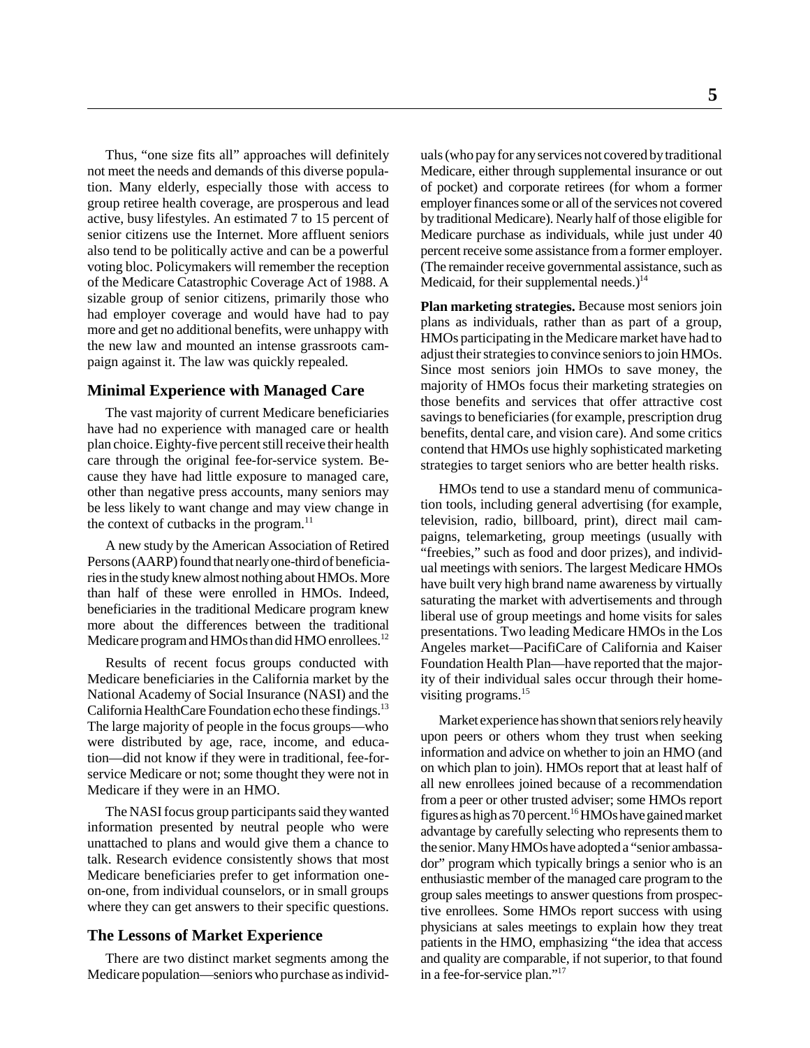Thus, "one size fits all" approaches will definitely not meet the needs and demands of this diverse population. Many elderly, especially those with access to group retiree health coverage, are prosperous and lead active, busy lifestyles. An estimated 7 to 15 percent of senior citizens use the Internet. More affluent seniors also tend to be politically active and can be a powerful voting bloc. Policymakers will remember the reception of the Medicare Catastrophic Coverage Act of 1988. A sizable group of senior citizens, primarily those who had employer coverage and would have had to pay more and get no additional benefits, were unhappy with the new law and mounted an intense grassroots campaign against it. The law was quickly repealed.

## Minimal Experience with Managed Care

The vast majority of current Medicare beneficiaries have had no experience with managed care or health plan choice. Eighty-five percent still receive their health care through the original fee-for-service system. Because they have had little exposure to managed care, other than negative press accounts, many seniors may be less likely to want change and may view change in the context of cutbacks in the program.[11]

A new study by the American Association of Retired Persons (AARP) found that nearly one-third of beneficiaries in the study knew almost nothing about HMOs. More than half of these were enrolled in HMOs. Indeed, beneficiaries in the traditional Medicare program knew more about the differences between the traditional Medicare program and HMOs than did HMO enrollees.[12]

Results of recent focus groups conducted with Medicare beneficiaries in the California market by the National Academy of Social Insurance (NASI) and the California HealthCare Foundation echo these findings.[13] The large majority of people in the focus groups—who were distributed by age, race, income, and education—did not know if they were in traditional, fee-for-service Medicare or not; some thought they were not in Medicare if they were in an HMO.

The NASI focus group participants said they wanted information presented by neutral people who were unattached to plans and would give them a chance to talk. Research evidence consistently shows that most Medicare beneficiaries prefer to get information one-on-one, from individual counselors, or in small groups where they can get answers to their specific questions.

## The Lessons of Market Experience

There are two distinct market segments among the Medicare population—seniors who purchase as individuals (who pay for any services not covered by traditional Medicare, either through supplemental insurance or out of pocket) and corporate retirees (for whom a former employer finances some or all of the services not covered by traditional Medicare). Nearly half of those eligible for Medicare purchase as individuals, while just under 40 percent receive some assistance from a former employer. (The remainder receive governmental assistance, such as Medicaid, for their supplemental needs.)[14]

**Plan marketing strategies.** Because most seniors join plans as individuals, rather than as part of a group, HMOs participating in the Medicare market have had to adjust their strategies to convince seniors to join HMOs. Since most seniors join HMOs to save money, the majority of HMOs focus their marketing strategies on those benefits and services that offer attractive cost savings to beneficiaries (for example, prescription drug benefits, dental care, and vision care). And some critics contend that HMOs use highly sophisticated marketing strategies to target seniors who are better health risks.

HMOs tend to use a standard menu of communication tools, including general advertising (for example, television, radio, billboard, print), direct mail campaigns, telemarketing, group meetings (usually with "freebies," such as food and door prizes), and individual meetings with seniors. The largest Medicare HMOs have built very high brand name awareness by virtually saturating the market with advertisements and through liberal use of group meetings and home visits for sales presentations. Two leading Medicare HMOs in the Los Angeles market—PacifiCare of California and Kaiser Foundation Health Plan—have reported that the majority of their individual sales occur through their home-visiting programs.[15]

Market experience has shown that seniors rely heavily upon peers or others whom they trust when seeking information and advice on whether to join an HMO (and on which plan to join). HMOs report that at least half of all new enrollees joined because of a recommendation from a peer or other trusted adviser; some HMOs report figures as high as 70 percent.[16] HMOs have gained market advantage by carefully selecting who represents them to the senior. Many HMOs have adopted a "senior ambassador" program which typically brings a senior who is an enthusiastic member of the managed care program to the group sales meetings to answer questions from prospective enrollees. Some HMOs report success with using physicians at sales meetings to explain how they treat patients in the HMO, emphasizing "the idea that access and quality are comparable, if not superior, to that found in a fee-for-service plan."[17]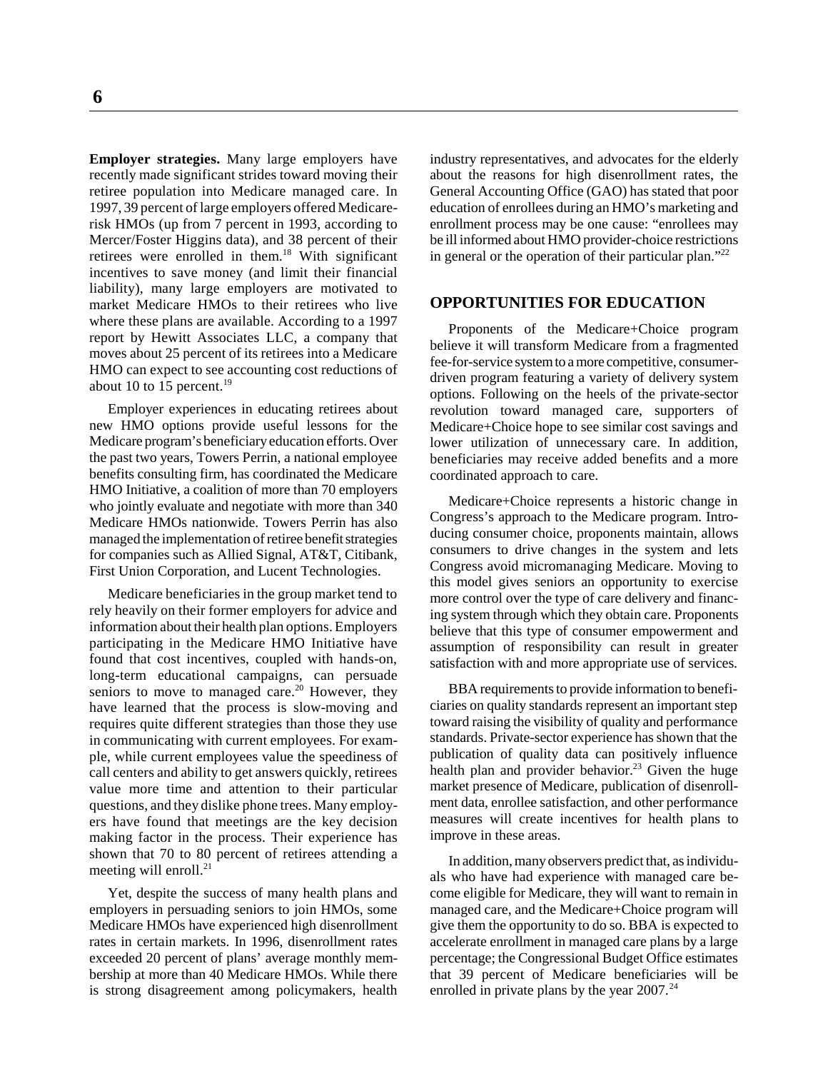**Employer strategies.** Many large employers have recently made significant strides toward moving their retiree population into Medicare managed care. In 1997, 39 percent of large employers offered Medicare-risk HMOs (up from 7 percent in 1993, according to Mercer/Foster Higgins data), and 38 percent of their retirees were enrolled in them.[18] With significant incentives to save money (and limit their financial liability), many large employers are motivated to market Medicare HMOs to their retirees who live where these plans are available. According to a 1997 report by Hewitt Associates LLC, a company that moves about 25 percent of its retirees into a Medicare HMO can expect to see accounting cost reductions of about 10 to 15 percent.[19]

Employer experiences in educating retirees about new HMO options provide useful lessons for the Medicare program's beneficiary education efforts. Over the past two years, Towers Perrin, a national employee benefits consulting firm, has coordinated the Medicare HMO Initiative, a coalition of more than 70 employers who jointly evaluate and negotiate with more than 340 Medicare HMOs nationwide. Towers Perrin has also managed the implementation of retiree benefit strategies for companies such as Allied Signal, AT&T, Citibank, First Union Corporation, and Lucent Technologies.

Medicare beneficiaries in the group market tend to rely heavily on their former employers for advice and information about their health plan options. Employers participating in the Medicare HMO Initiative have found that cost incentives, coupled with hands-on, long-term educational campaigns, can persuade seniors to move to managed care.[20] However, they have learned that the process is slow-moving and requires quite different strategies than those they use in communicating with current employees. For example, while current employees value the speediness of call centers and ability to get answers quickly, retirees value more time and attention to their particular questions, and they dislike phone trees. Many employers have found that meetings are the key decision making factor in the process. Their experience has shown that 70 to 80 percent of retirees attending a meeting will enroll.[21]

Yet, despite the success of many health plans and employers in persuading seniors to join HMOs, some Medicare HMOs have experienced high disenrollment rates in certain markets. In 1996, disenrollment rates exceeded 20 percent of plans' average monthly membership at more than 40 Medicare HMOs. While there is strong disagreement among policymakers, health industry representatives, and advocates for the elderly about the reasons for high disenrollment rates, the General Accounting Office (GAO) has stated that poor education of enrollees during an HMO's marketing and enrollment process may be one cause: "enrollees may be ill informed about HMO provider-choice restrictions in general or the operation of their particular plan."[22]

## OPPORTUNITIES FOR EDUCATION

Proponents of the Medicare+Choice program believe it will transform Medicare from a fragmented fee-for-service system to a more competitive, consumer-driven program featuring a variety of delivery system options. Following on the heels of the private-sector revolution toward managed care, supporters of Medicare+Choice hope to see similar cost savings and lower utilization of unnecessary care. In addition, beneficiaries may receive added benefits and a more coordinated approach to care.

Medicare+Choice represents a historic change in Congress's approach to the Medicare program. Introducing consumer choice, proponents maintain, allows consumers to drive changes in the system and lets Congress avoid micromanaging Medicare. Moving to this model gives seniors an opportunity to exercise more control over the type of care delivery and financing system through which they obtain care. Proponents believe that this type of consumer empowerment and assumption of responsibility can result in greater satisfaction with and more appropriate use of services.

BBA requirements to provide information to beneficiaries on quality standards represent an important step toward raising the visibility of quality and performance standards. Private-sector experience has shown that the publication of quality data can positively influence health plan and provider behavior.[23] Given the huge market presence of Medicare, publication of disenrollment data, enrollee satisfaction, and other performance measures will create incentives for health plans to improve in these areas.

In addition, many observers predict that, as individuals who have had experience with managed care become eligible for Medicare, they will want to remain in managed care, and the Medicare+Choice program will give them the opportunity to do so. BBA is expected to accelerate enrollment in managed care plans by a large percentage; the Congressional Budget Office estimates that 39 percent of Medicare beneficiaries will be enrolled in private plans by the year 2007.[24]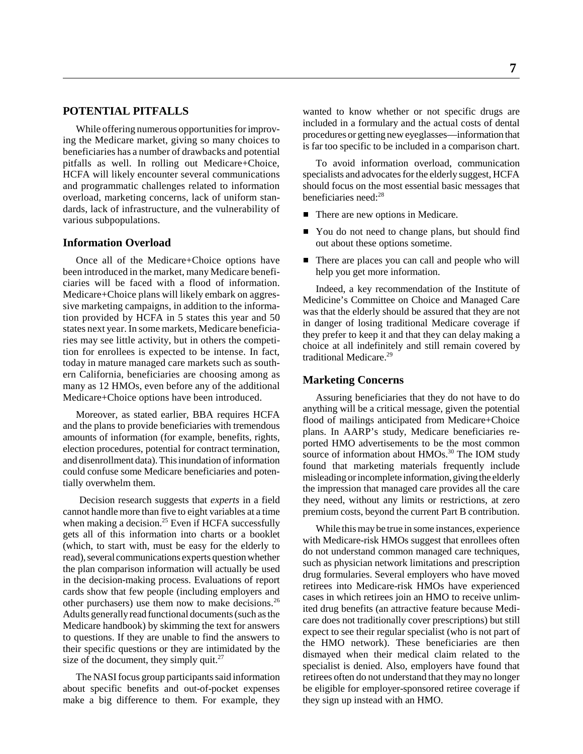## POTENTIAL PITFALLS

While offering numerous opportunities for improving the Medicare market, giving so many choices to beneficiaries has a number of drawbacks and potential pitfalls as well. In rolling out Medicare+Choice, HCFA will likely encounter several communications and programmatic challenges related to information overload, marketing concerns, lack of uniform standards, lack of infrastructure, and the vulnerability of various subpopulations.

### Information Overload

Once all of the Medicare+Choice options have been introduced in the market, many Medicare beneficiaries will be faced with a flood of information. Medicare+Choice plans will likely embark on aggressive marketing campaigns, in addition to the information provided by HCFA in 5 states this year and 50 states next year. In some markets, Medicare beneficiaries may see little activity, but in others the competition for enrollees is expected to be intense. In fact, today in mature managed care markets such as southern California, beneficiaries are choosing among as many as 12 HMOs, even before any of the additional Medicare+Choice options have been introduced.

Moreover, as stated earlier, BBA requires HCFA and the plans to provide beneficiaries with tremendous amounts of information (for example, benefits, rights, election procedures, potential for contract termination, and disenrollment data). This inundation of information could confuse some Medicare beneficiaries and potentially overwhelm them.

Decision research suggests that *experts* in a field cannot handle more than five to eight variables at a time when making a decision.[25] Even if HCFA successfully gets all of this information into charts or a booklet (which, to start with, must be easy for the elderly to read), several communications experts question whether the plan comparison information will actually be used in the decision-making process. Evaluations of report cards show that few people (including employers and other purchasers) use them now to make decisions.[26] Adults generally read functional documents (such as the Medicare handbook) by skimming the text for answers to questions. If they are unable to find the answers to their specific questions or they are intimidated by the size of the document, they simply quit.[27]

The NASI focus group participants said information about specific benefits and out-of-pocket expenses make a big difference to them. For example, they wanted to know whether or not specific drugs are included in a formulary and the actual costs of dental procedures or getting new eyeglasses—information that is far too specific to be included in a comparison chart.

To avoid information overload, communication specialists and advocates for the elderly suggest, HCFA should focus on the most essential basic messages that beneficiaries need:[28]

- There are new options in Medicare.
- You do not need to change plans, but should find out about these options sometime.
- There are places you can call and people who will help you get more information.

Indeed, a key recommendation of the Institute of Medicine's Committee on Choice and Managed Care was that the elderly should be assured that they are not in danger of losing traditional Medicare coverage if they prefer to keep it and that they can delay making a choice at all indefinitely and still remain covered by traditional Medicare.[29]

### Marketing Concerns

Assuring beneficiaries that they do not have to do anything will be a critical message, given the potential flood of mailings anticipated from Medicare+Choice plans. In AARP's study, Medicare beneficiaries reported HMO advertisements to be the most common source of information about HMOs.[30] The IOM study found that marketing materials frequently include misleading or incomplete information, giving the elderly the impression that managed care provides all the care they need, without any limits or restrictions, at zero premium costs, beyond the current Part B contribution.

While this may be true in some instances, experience with Medicare-risk HMOs suggest that enrollees often do not understand common managed care techniques, such as physician network limitations and prescription drug formularies. Several employers who have moved retirees into Medicare-risk HMOs have experienced cases in which retirees join an HMO to receive unlimited drug benefits (an attractive feature because Medicare does not traditionally cover prescriptions) but still expect to see their regular specialist (who is not part of the HMO network). These beneficiaries are then dismayed when their medical claim related to the specialist is denied. Also, employers have found that retirees often do not understand that they may no longer be eligible for employer-sponsored retiree coverage if they sign up instead with an HMO.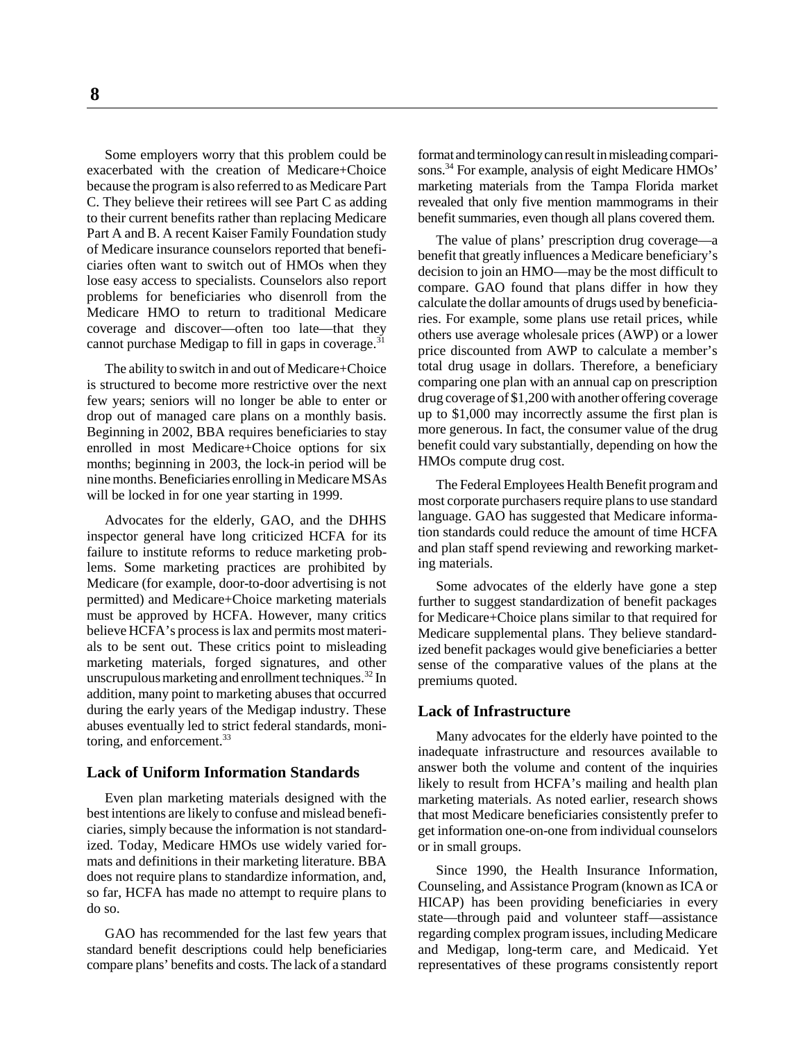Some employers worry that this problem could be exacerbated with the creation of Medicare+Choice because the program is also referred to as Medicare Part C. They believe their retirees will see Part C as adding to their current benefits rather than replacing Medicare Part A and B. A recent Kaiser Family Foundation study of Medicare insurance counselors reported that beneficiaries often want to switch out of HMOs when they lose easy access to specialists. Counselors also report problems for beneficiaries who disenroll from the Medicare HMO to return to traditional Medicare coverage and discover—often too late—that they cannot purchase Medigap to fill in gaps in coverage.[31]

The ability to switch in and out of Medicare+Choice is structured to become more restrictive over the next few years; seniors will no longer be able to enter or drop out of managed care plans on a monthly basis. Beginning in 2002, BBA requires beneficiaries to stay enrolled in most Medicare+Choice options for six months; beginning in 2003, the lock-in period will be nine months. Beneficiaries enrolling in Medicare MSAs will be locked in for one year starting in 1999.

Advocates for the elderly, GAO, and the DHHS inspector general have long criticized HCFA for its failure to institute reforms to reduce marketing problems. Some marketing practices are prohibited by Medicare (for example, door-to-door advertising is not permitted) and Medicare+Choice marketing materials must be approved by HCFA. However, many critics believe HCFA's process is lax and permits most materials to be sent out. These critics point to misleading marketing materials, forged signatures, and other unscrupulous marketing and enrollment techniques.[32] In addition, many point to marketing abuses that occurred during the early years of the Medigap industry. These abuses eventually led to strict federal standards, monitoring, and enforcement.[33]

## Lack of Uniform Information Standards

Even plan marketing materials designed with the best intentions are likely to confuse and mislead beneficiaries, simply because the information is not standardized. Today, Medicare HMOs use widely varied formats and definitions in their marketing literature. BBA does not require plans to standardize information, and, so far, HCFA has made no attempt to require plans to do so.

GAO has recommended for the last few years that standard benefit descriptions could help beneficiaries compare plans' benefits and costs. The lack of a standard format and terminology can result in misleading comparisons.[34] For example, analysis of eight Medicare HMOs' marketing materials from the Tampa Florida market revealed that only five mention mammograms in their benefit summaries, even though all plans covered them.

The value of plans' prescription drug coverage—a benefit that greatly influences a Medicare beneficiary's decision to join an HMO—may be the most difficult to compare. GAO found that plans differ in how they calculate the dollar amounts of drugs used by beneficiaries. For example, some plans use retail prices, while others use average wholesale prices (AWP) or a lower price discounted from AWP to calculate a member's total drug usage in dollars. Therefore, a beneficiary comparing one plan with an annual cap on prescription drug coverage of $1,200 with another offering coverage up to $1,000 may incorrectly assume the first plan is more generous. In fact, the consumer value of the drug benefit could vary substantially, depending on how the HMOs compute drug cost.

The Federal Employees Health Benefit program and most corporate purchasers require plans to use standard language. GAO has suggested that Medicare information standards could reduce the amount of time HCFA and plan staff spend reviewing and reworking marketing materials.

Some advocates of the elderly have gone a step further to suggest standardization of benefit packages for Medicare+Choice plans similar to that required for Medicare supplemental plans. They believe standardized benefit packages would give beneficiaries a better sense of the comparative values of the plans at the premiums quoted.

## Lack of Infrastructure

Many advocates for the elderly have pointed to the inadequate infrastructure and resources available to answer both the volume and content of the inquiries likely to result from HCFA's mailing and health plan marketing materials. As noted earlier, research shows that most Medicare beneficiaries consistently prefer to get information one-on-one from individual counselors or in small groups.

Since 1990, the Health Insurance Information, Counseling, and Assistance Program (known as ICA or HICAP) has been providing beneficiaries in every state—through paid and volunteer staff—assistance regarding complex program issues, including Medicare and Medigap, long-term care, and Medicaid. Yet representatives of these programs consistently report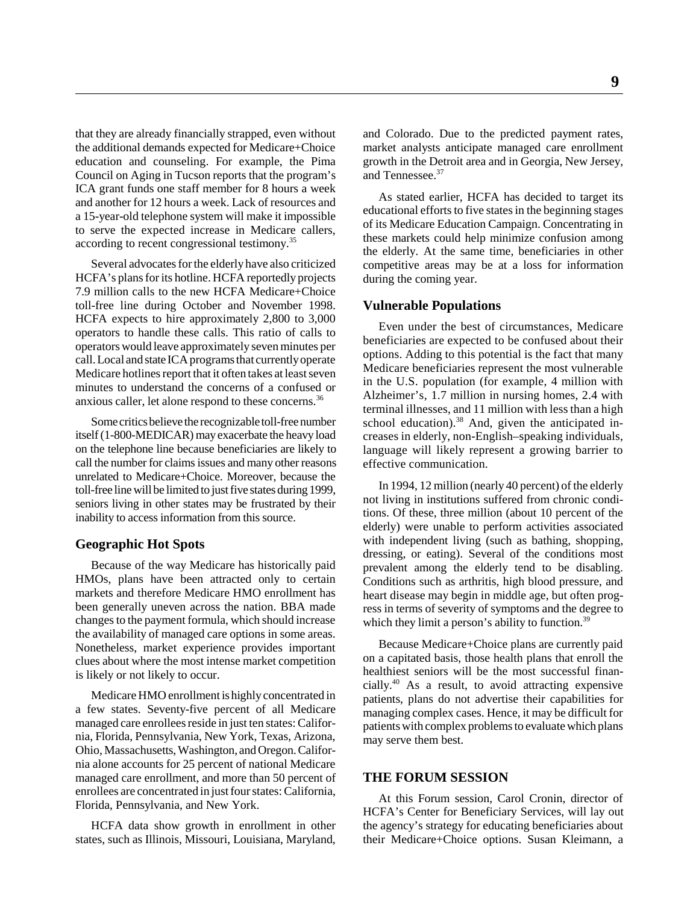that they are already financially strapped, even without the additional demands expected for Medicare+Choice education and counseling. For example, the Pima Council on Aging in Tucson reports that the program's ICA grant funds one staff member for 8 hours a week and another for 12 hours a week. Lack of resources and a 15-year-old telephone system will make it impossible to serve the expected increase in Medicare callers, according to recent congressional testimony.[35]

Several advocates for the elderly have also criticized HCFA's plans for its hotline. HCFA reportedly projects 7.9 million calls to the new HCFA Medicare+Choice toll-free line during October and November 1998. HCFA expects to hire approximately 2,800 to 3,000 operators to handle these calls. This ratio of calls to operators would leave approximately seven minutes per call. Local and state ICA programs that currently operate Medicare hotlines report that it often takes at least seven minutes to understand the concerns of a confused or anxious caller, let alone respond to these concerns.[36]

Some critics believe the recognizable toll-free number itself (1-800-MEDICAR) may exacerbate the heavy load on the telephone line because beneficiaries are likely to call the number for claims issues and many other reasons unrelated to Medicare+Choice. Moreover, because the toll-free line will be limited to just five states during 1999, seniors living in other states may be frustrated by their inability to access information from this source.

### Geographic Hot Spots

Because of the way Medicare has historically paid HMOs, plans have been attracted only to certain markets and therefore Medicare HMO enrollment has been generally uneven across the nation. BBA made changes to the payment formula, which should increase the availability of managed care options in some areas. Nonetheless, market experience provides important clues about where the most intense market competition is likely or not likely to occur.

Medicare HMO enrollment is highly concentrated in a few states. Seventy-five percent of all Medicare managed care enrollees reside in just ten states: California, Florida, Pennsylvania, New York, Texas, Arizona, Ohio, Massachusetts, Washington, and Oregon. California alone accounts for 25 percent of national Medicare managed care enrollment, and more than 50 percent of enrollees are concentrated in just four states: California, Florida, Pennsylvania, and New York.

HCFA data show growth in enrollment in other states, such as Illinois, Missouri, Louisiana, Maryland, and Colorado. Due to the predicted payment rates, market analysts anticipate managed care enrollment growth in the Detroit area and in Georgia, New Jersey, and Tennessee.[37]

As stated earlier, HCFA has decided to target its educational efforts to five states in the beginning stages of its Medicare Education Campaign. Concentrating in these markets could help minimize confusion among the elderly. At the same time, beneficiaries in other competitive areas may be at a loss for information during the coming year.

### Vulnerable Populations

Even under the best of circumstances, Medicare beneficiaries are expected to be confused about their options. Adding to this potential is the fact that many Medicare beneficiaries represent the most vulnerable in the U.S. population (for example, 4 million with Alzheimer's, 1.7 million in nursing homes, 2.4 with terminal illnesses, and 11 million with less than a high school education).[38] And, given the anticipated increases in elderly, non-English–speaking individuals, language will likely represent a growing barrier to effective communication.

In 1994, 12 million (nearly 40 percent) of the elderly not living in institutions suffered from chronic conditions. Of these, three million (about 10 percent of the elderly) were unable to perform activities associated with independent living (such as bathing, shopping, dressing, or eating). Several of the conditions most prevalent among the elderly tend to be disabling. Conditions such as arthritis, high blood pressure, and heart disease may begin in middle age, but often progress in terms of severity of symptoms and the degree to which they limit a person's ability to function.[39]

Because Medicare+Choice plans are currently paid on a capitated basis, those health plans that enroll the healthiest seniors will be the most successful financially.[40] As a result, to avoid attracting expensive patients, plans do not advertise their capabilities for managing complex cases. Hence, it may be difficult for patients with complex problems to evaluate which plans may serve them best.

## THE FORUM SESSION

At this Forum session, Carol Cronin, director of HCFA's Center for Beneficiary Services, will lay out the agency's strategy for educating beneficiaries about their Medicare+Choice options. Susan Kleimann, a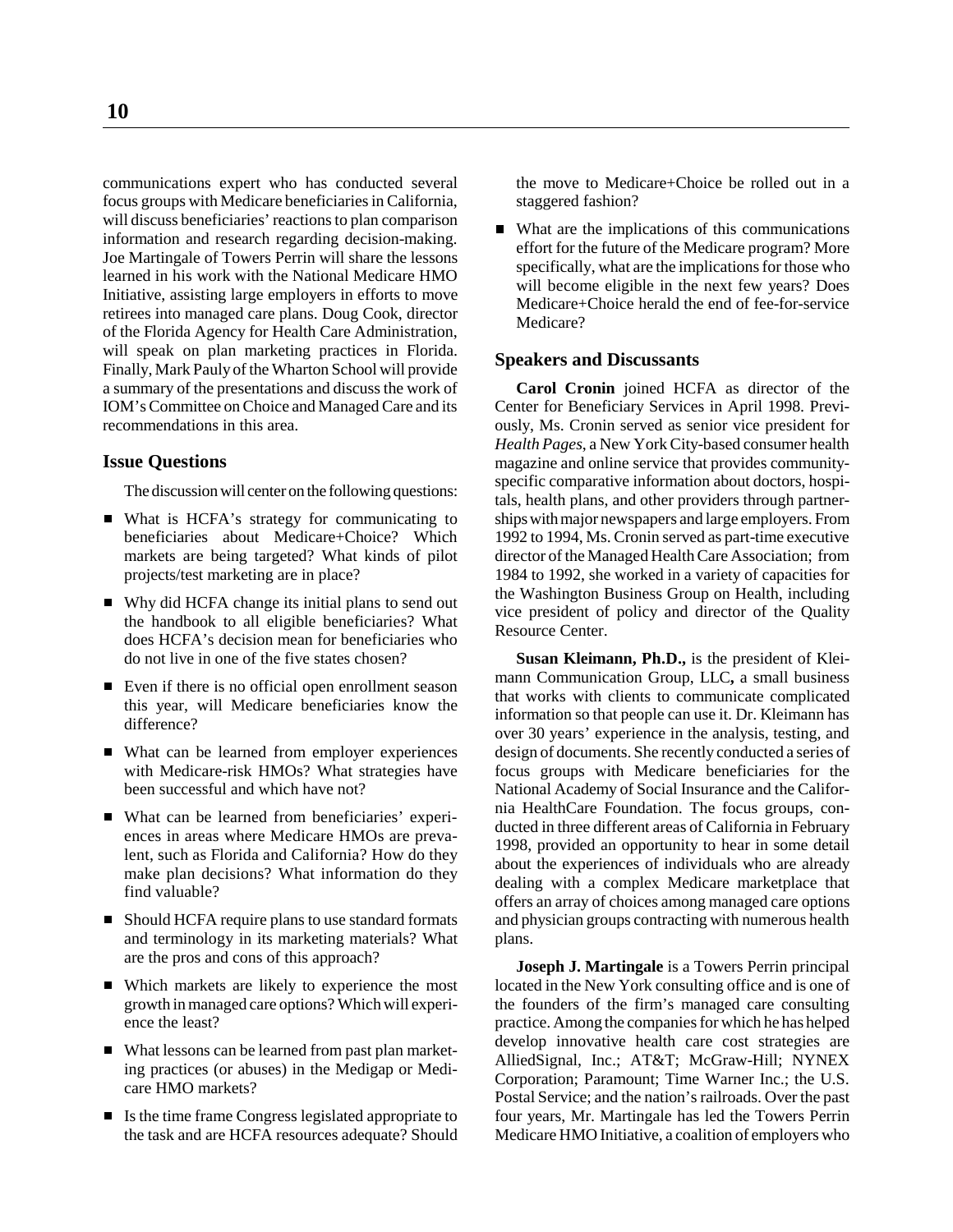communications expert who has conducted several focus groups with Medicare beneficiaries in California, will discuss beneficiaries' reactions to plan comparison information and research regarding decision-making. Joe Martingale of Towers Perrin will share the lessons learned in his work with the National Medicare HMO Initiative, assisting large employers in efforts to move retirees into managed care plans. Doug Cook, director of the Florida Agency for Health Care Administration, will speak on plan marketing practices in Florida. Finally, Mark Pauly of the Wharton School will provide a summary of the presentations and discuss the work of IOM's Committee on Choice and Managed Care and its recommendations in this area.

### Issue Questions

The discussion will center on the following questions:

- What is HCFA's strategy for communicating to beneficiaries about Medicare+Choice? Which markets are being targeted? What kinds of pilot projects/test marketing are in place?
- Why did HCFA change its initial plans to send out the handbook to all eligible beneficiaries? What does HCFA's decision mean for beneficiaries who do not live in one of the five states chosen?
- Even if there is no official open enrollment season this year, will Medicare beneficiaries know the difference?
- What can be learned from employer experiences with Medicare-risk HMOs? What strategies have been successful and which have not?
- What can be learned from beneficiaries' experiences in areas where Medicare HMOs are prevalent, such as Florida and California? How do they make plan decisions? What information do they find valuable?
- Should HCFA require plans to use standard formats and terminology in its marketing materials? What are the pros and cons of this approach?
- Which markets are likely to experience the most growth in managed care options? Which will experience the least?
- What lessons can be learned from past plan marketing practices (or abuses) in the Medigap or Medicare HMO markets?
- Is the time frame Congress legislated appropriate to the task and are HCFA resources adequate? Should the move to Medicare+Choice be rolled out in a staggered fashion?
- What are the implications of this communications effort for the future of the Medicare program? More specifically, what are the implications for those who will become eligible in the next few years? Does Medicare+Choice herald the end of fee-for-service Medicare?

### Speakers and Discussants

**Carol Cronin** joined HCFA as director of the Center for Beneficiary Services in April 1998. Previously, Ms. Cronin served as senior vice president for *Health Pages*, a New York City-based consumer health magazine and online service that provides community-specific comparative information about doctors, hospitals, health plans, and other providers through partnerships with major newspapers and large employers. From 1992 to 1994, Ms. Cronin served as part-time executive director of the Managed Health Care Association; from 1984 to 1992, she worked in a variety of capacities for the Washington Business Group on Health, including vice president of policy and director of the Quality Resource Center.

**Susan Kleimann, Ph.D.,** is the president of Kleimann Communication Group, LLC**,** a small business that works with clients to communicate complicated information so that people can use it. Dr. Kleimann has over 30 years' experience in the analysis, testing, and design of documents. She recently conducted a series of focus groups with Medicare beneficiaries for the National Academy of Social Insurance and the California HealthCare Foundation. The focus groups, conducted in three different areas of California in February 1998, provided an opportunity to hear in some detail about the experiences of individuals who are already dealing with a complex Medicare marketplace that offers an array of choices among managed care options and physician groups contracting with numerous health plans.

**Joseph J. Martingale** is a Towers Perrin principal located in the New York consulting office and is one of the founders of the firm's managed care consulting practice. Among the companies for which he has helped develop innovative health care cost strategies are AlliedSignal, Inc.; AT&T; McGraw-Hill; NYNEX Corporation; Paramount; Time Warner Inc.; the U.S. Postal Service; and the nation's railroads. Over the past four years, Mr. Martingale has led the Towers Perrin Medicare HMO Initiative, a coalition of employers who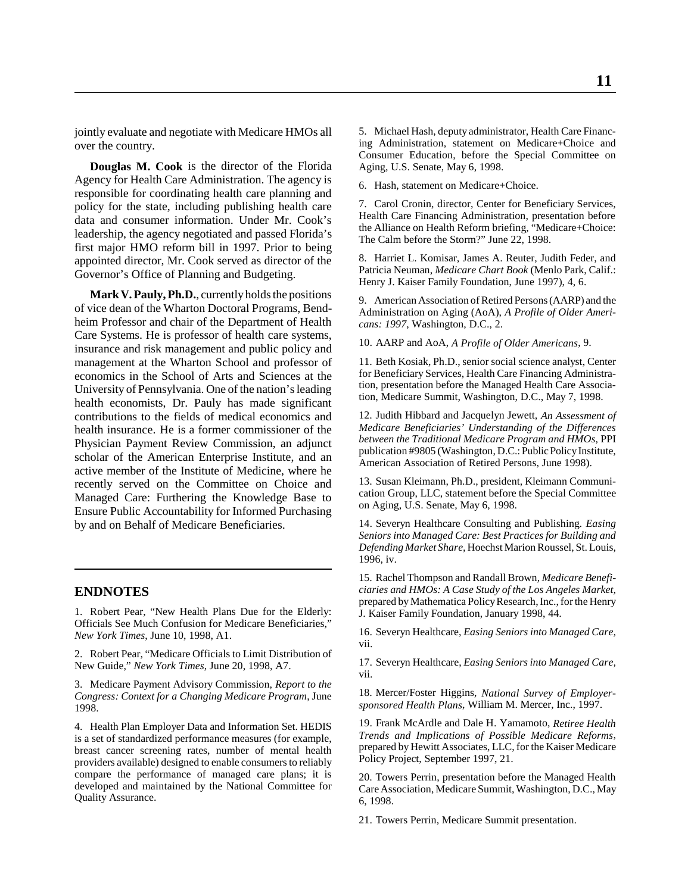jointly evaluate and negotiate with Medicare HMOs all over the country.

**Douglas M. Cook** is the director of the Florida Agency for Health Care Administration. The agency is responsible for coordinating health care planning and policy for the state, including publishing health care data and consumer information. Under Mr. Cook's leadership, the agency negotiated and passed Florida's first major HMO reform bill in 1997. Prior to being appointed director, Mr. Cook served as director of the Governor's Office of Planning and Budgeting.

**Mark V. Pauly, Ph.D.**, currently holds the positions of vice dean of the Wharton Doctoral Programs, Bendheim Professor and chair of the Department of Health Care Systems. He is professor of health care systems, insurance and risk management and public policy and management at the Wharton School and professor of economics in the School of Arts and Sciences at the University of Pennsylvania. One of the nation's leading health economists, Dr. Pauly has made significant contributions to the fields of medical economics and health insurance. He is a former commissioner of the Physician Payment Review Commission, an adjunct scholar of the American Enterprise Institute, and an active member of the Institute of Medicine, where he recently served on the Committee on Choice and Managed Care: Furthering the Knowledge Base to Ensure Public Accountability for Informed Purchasing by and on Behalf of Medicare Beneficiaries.

## ENDNOTES

1. Robert Pear, "New Health Plans Due for the Elderly: Officials See Much Confusion for Medicare Beneficiaries," *New York Times*, June 10, 1998, A1.

2. Robert Pear, "Medicare Officials to Limit Distribution of New Guide," *New York Times*, June 20, 1998, A7.

3. Medicare Payment Advisory Commission, *Report to the Congress: Context for a Changing Medicare Program*, June 1998.

4. Health Plan Employer Data and Information Set. HEDIS is a set of standardized performance measures (for example, breast cancer screening rates, number of mental health providers available) designed to enable consumers to reliably compare the performance of managed care plans; it is developed and maintained by the National Committee for Quality Assurance.

5. Michael Hash, deputy administrator, Health Care Financing Administration, statement on Medicare+Choice and Consumer Education, before the Special Committee on Aging, U.S. Senate, May 6, 1998.

6. Hash, statement on Medicare+Choice.

7. Carol Cronin, director, Center for Beneficiary Services, Health Care Financing Administration, presentation before the Alliance on Health Reform briefing, "Medicare+Choice: The Calm before the Storm?" June 22, 1998.

8. Harriet L. Komisar, James A. Reuter, Judith Feder, and Patricia Neuman, *Medicare Chart Book* (Menlo Park, Calif.: Henry J. Kaiser Family Foundation, June 1997), 4, 6.

9. American Association of Retired Persons (AARP) and the Administration on Aging (AoA), *A Profile of Older Americans: 1997*, Washington, D.C., 2.

10. AARP and AoA, *A Profile of Older Americans*, 9.

11. Beth Kosiak, Ph.D., senior social science analyst, Center for Beneficiary Services, Health Care Financing Administration, presentation before the Managed Health Care Association, Medicare Summit, Washington, D.C., May 7, 1998.

12. Judith Hibbard and Jacquelyn Jewett, *An Assessment of Medicare Beneficiaries' Understanding of the Differences between the Traditional Medicare Program and HMOs*, PPI publication #9805 (Washington, D.C.: Public Policy Institute, American Association of Retired Persons, June 1998).

13. Susan Kleimann, Ph.D., president, Kleimann Communication Group, LLC, statement before the Special Committee on Aging, U.S. Senate, May 6, 1998.

14. Severyn Healthcare Consulting and Publishing. *Easing Seniors into Managed Care: Best Practices for Building and Defending Market Share*, Hoechst Marion Roussel, St. Louis, 1996, iv.

15. Rachel Thompson and Randall Brown, *Medicare Beneficiaries and HMOs: A Case Study of the Los Angeles Market*, prepared by Mathematica Policy Research, Inc., for the Henry J. Kaiser Family Foundation, January 1998, 44.

16. Severyn Healthcare, *Easing Seniors into Managed Care*, vii.

17. Severyn Healthcare, *Easing Seniors into Managed Care*, vii.

18. Mercer/Foster Higgins, *National Survey of Employer-sponsored Health Plans*, William M. Mercer, Inc., 1997.

19. Frank McArdle and Dale H. Yamamoto, *Retiree Health Trends and Implications of Possible Medicare Reforms*, prepared by Hewitt Associates, LLC, for the Kaiser Medicare Policy Project, September 1997, 21.

20. Towers Perrin, presentation before the Managed Health Care Association, Medicare Summit, Washington, D.C., May 6, 1998.

21. Towers Perrin, Medicare Summit presentation.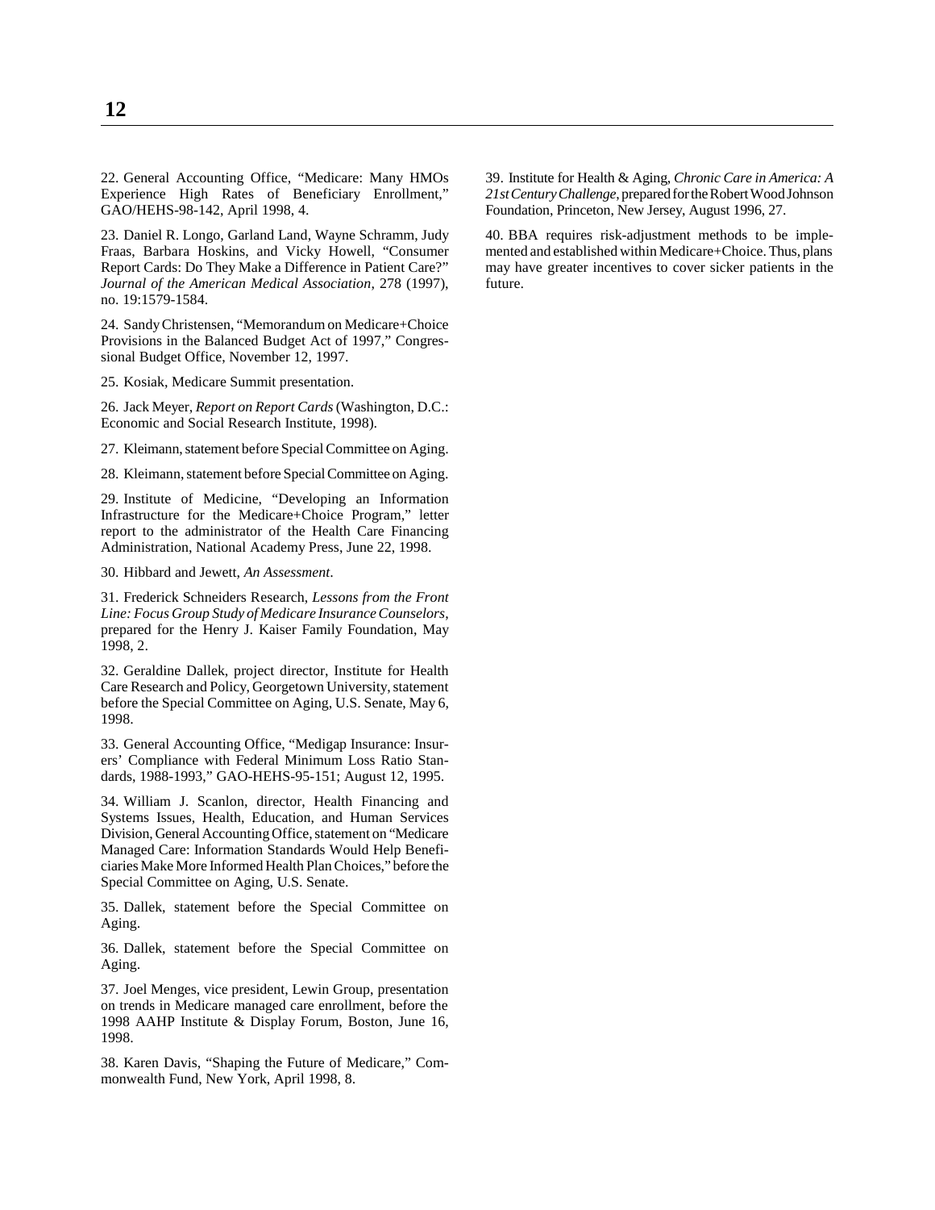22. General Accounting Office, "Medicare: Many HMOs Experience High Rates of Beneficiary Enrollment," GAO/HEHS-98-142, April 1998, 4.

23. Daniel R. Longo, Garland Land, Wayne Schramm, Judy Fraas, Barbara Hoskins, and Vicky Howell, "Consumer Report Cards: Do They Make a Difference in Patient Care?" *Journal of the American Medical Association*, 278 (1997), no. 19:1579-1584.

24. Sandy Christensen, "Memorandum on Medicare+Choice Provisions in the Balanced Budget Act of 1997," Congressional Budget Office, November 12, 1997.

25. Kosiak, Medicare Summit presentation.

26. Jack Meyer, *Report on Report Cards* (Washington, D.C.: Economic and Social Research Institute, 1998).

27. Kleimann, statement before Special Committee on Aging.

28. Kleimann, statement before Special Committee on Aging.

29. Institute of Medicine, "Developing an Information Infrastructure for the Medicare+Choice Program," letter report to the administrator of the Health Care Financing Administration, National Academy Press, June 22, 1998.

30. Hibbard and Jewett, *An Assessment*.

31. Frederick Schneiders Research, *Lessons from the Front Line: Focus Group Study of Medicare Insurance Counselors*, prepared for the Henry J. Kaiser Family Foundation, May 1998, 2.

32. Geraldine Dallek, project director, Institute for Health Care Research and Policy, Georgetown University, statement before the Special Committee on Aging, U.S. Senate, May 6, 1998.

33. General Accounting Office, "Medigap Insurance: Insurers' Compliance with Federal Minimum Loss Ratio Standards, 1988-1993," GAO-HEHS-95-151; August 12, 1995.

34. William J. Scanlon, director, Health Financing and Systems Issues, Health, Education, and Human Services Division, General Accounting Office, statement on "Medicare Managed Care: Information Standards Would Help Beneficiaries Make More Informed Health Plan Choices," before the Special Committee on Aging, U.S. Senate.

35. Dallek, statement before the Special Committee on Aging.

36. Dallek, statement before the Special Committee on Aging.

37. Joel Menges, vice president, Lewin Group, presentation on trends in Medicare managed care enrollment, before the 1998 AAHP Institute & Display Forum, Boston, June 16, 1998.

38. Karen Davis, "Shaping the Future of Medicare," Commonwealth Fund, New York, April 1998, 8.

39. Institute for Health & Aging, *Chronic Care in America: A 21st Century Challenge*, prepared for the Robert Wood Johnson Foundation, Princeton, New Jersey, August 1996, 27.

40. BBA requires risk-adjustment methods to be implemented and established within Medicare+Choice. Thus, plans may have greater incentives to cover sicker patients in the future.